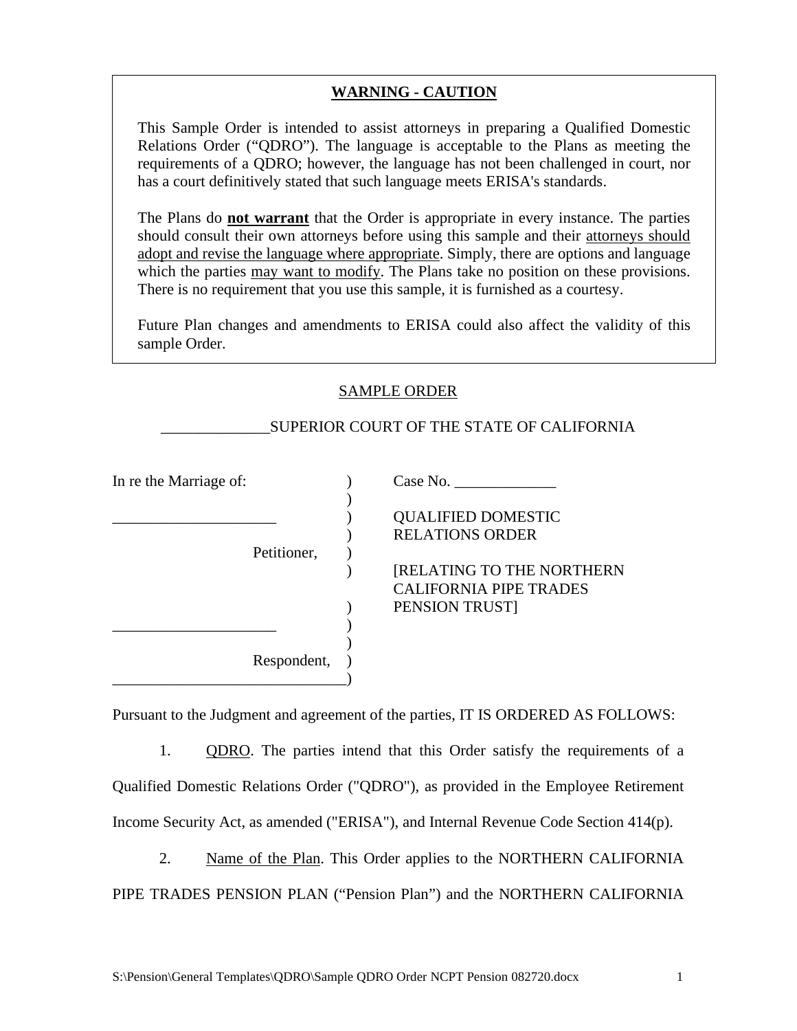**WARNING - CAUTION**

This Sample Order is intended to assist attorneys in preparing a Qualified Domestic Relations Order ("QDRO"). The language is acceptable to the Plans as meeting the requirements of a QDRO; however, the language has not been challenged in court, nor has a court definitively stated that such language meets ERISA's standards.

The Plans do **not warrant** that the Order is appropriate in every instance. The parties should consult their own attorneys before using this sample and their attorneys should adopt and revise the language where appropriate. Simply, there are options and language which the parties may want to modify. The Plans take no position on these provisions. There is no requirement that you use this sample, it is furnished as a courtesy.

Future Plan changes and amendments to ERISA could also affect the validity of this sample Order.

SAMPLE ORDER

______________SUPERIOR COURT OF THE STATE OF CALIFORNIA

| | | |
|---|---|---|
| In re the Marriage of: | ) | Case No. _____________ |
| | ) | |
| _____________________ | ) | QUALIFIED DOMESTIC |
| | ) | RELATIONS ORDER |
| Petitioner, | ) | |
| | ) | [RELATING TO THE NORTHERN CALIFORNIA PIPE TRADES |
| | ) | PENSION TRUST] |
| _____________________ | ) | |
| | ) | |
| Respondent, | ) | |
| ______________________________ | ) | |

Pursuant to the Judgment and agreement of the parties, IT IS ORDERED AS FOLLOWS:

1. QDRO. The parties intend that this Order satisfy the requirements of a Qualified Domestic Relations Order ("QDRO"), as provided in the Employee Retirement Income Security Act, as amended ("ERISA"), and Internal Revenue Code Section 414(p).

2. Name of the Plan. This Order applies to the NORTHERN CALIFORNIA PIPE TRADES PENSION PLAN ("Pension Plan") and the NORTHERN CALIFORNIA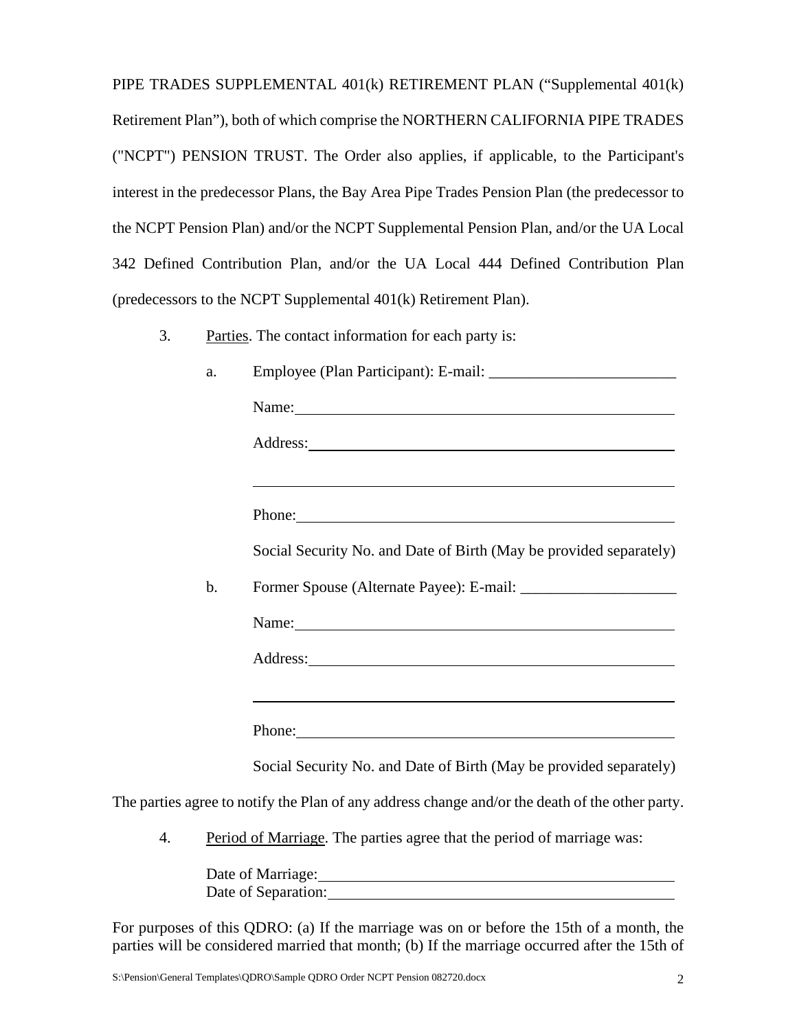PIPE TRADES SUPPLEMENTAL 401(k) RETIREMENT PLAN (“Supplemental 401(k) Retirement Plan”), both of which comprise the NORTHERN CALIFORNIA PIPE TRADES ("NCPT") PENSION TRUST. The Order also applies, if applicable, to the Participant's interest in the predecessor Plans, the Bay Area Pipe Trades Pension Plan (the predecessor to the NCPT Pension Plan) and/or the NCPT Supplemental Pension Plan, and/or the UA Local 342 Defined Contribution Plan, and/or the UA Local 444 Defined Contribution Plan (predecessors to the NCPT Supplemental 401(k) Retirement Plan).

3. Parties. The contact information for each party is:

   a. Employee (Plan Participant): E-mail: ________________________

      Name: ________________________________________________

      Address: ______________________________________________

      ______________________________________________________

      Phone: _______________________________________________

      Social Security No. and Date of Birth (May be provided separately)

   b. Former Spouse (Alternate Payee): E-mail: ____________________

      Name: ________________________________________________

      Address: ______________________________________________

      ______________________________________________________

      Phone: _______________________________________________

      Social Security No. and Date of Birth (May be provided separately)

The parties agree to notify the Plan of any address change and/or the death of the other party.

4. Period of Marriage. The parties agree that the period of marriage was:

   Date of Marriage: _____________________________________________
   Date of Separation: ___________________________________________

For purposes of this QDRO: (a) If the marriage was on or before the 15th of a month, the parties will be considered married that month; (b) If the marriage occurred after the 15th of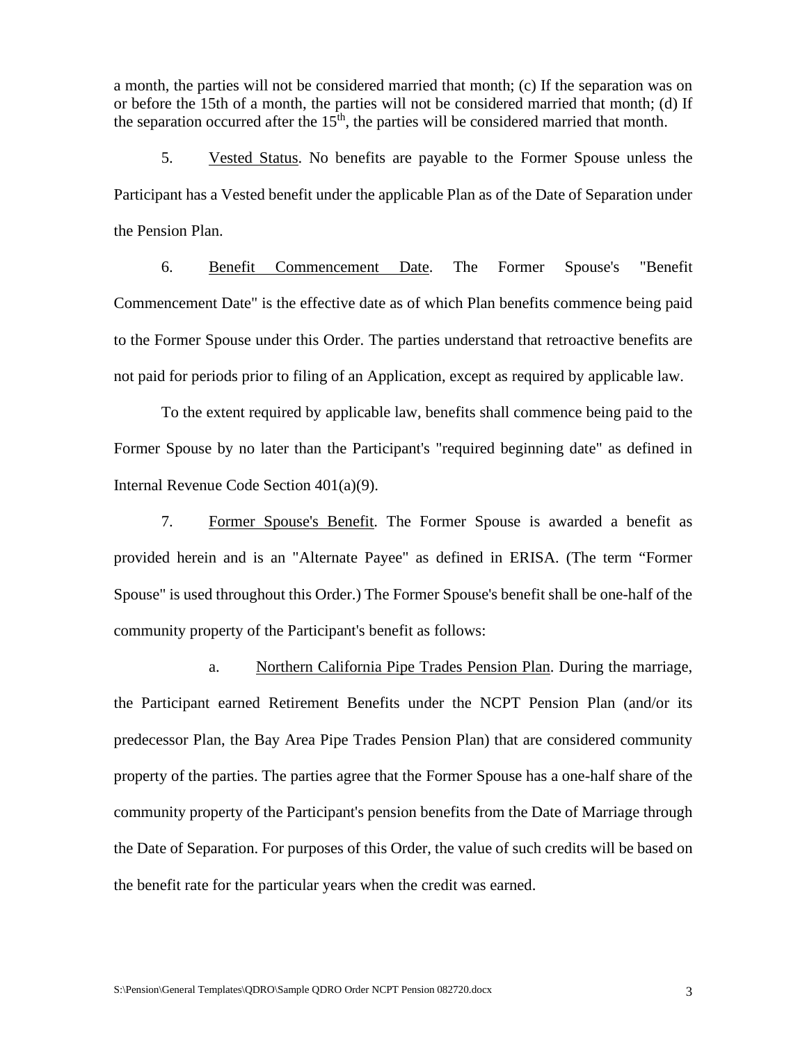a month, the parties will not be considered married that month; (c) If the separation was on or before the 15th of a month, the parties will not be considered married that month; (d) If the separation occurred after the 15th, the parties will be considered married that month.

5. Vested Status. No benefits are payable to the Former Spouse unless the Participant has a Vested benefit under the applicable Plan as of the Date of Separation under the Pension Plan.

6. Benefit Commencement Date. The Former Spouse's "Benefit Commencement Date" is the effective date as of which Plan benefits commence being paid to the Former Spouse under this Order. The parties understand that retroactive benefits are not paid for periods prior to filing of an Application, except as required by applicable law.

To the extent required by applicable law, benefits shall commence being paid to the Former Spouse by no later than the Participant's "required beginning date" as defined in Internal Revenue Code Section 401(a)(9).

7. Former Spouse's Benefit. The Former Spouse is awarded a benefit as provided herein and is an "Alternate Payee" as defined in ERISA. (The term "Former Spouse" is used throughout this Order.) The Former Spouse's benefit shall be one-half of the community property of the Participant's benefit as follows:

a. Northern California Pipe Trades Pension Plan. During the marriage, the Participant earned Retirement Benefits under the NCPT Pension Plan (and/or its predecessor Plan, the Bay Area Pipe Trades Pension Plan) that are considered community property of the parties. The parties agree that the Former Spouse has a one-half share of the community property of the Participant's pension benefits from the Date of Marriage through the Date of Separation. For purposes of this Order, the value of such credits will be based on the benefit rate for the particular years when the credit was earned.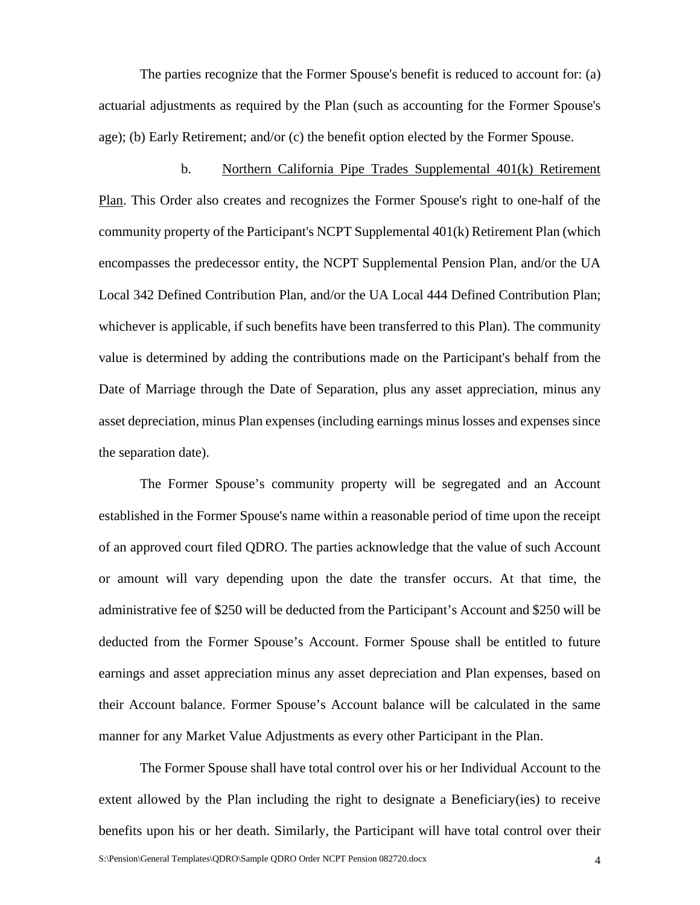The parties recognize that the Former Spouse's benefit is reduced to account for: (a) actuarial adjustments as required by the Plan (such as accounting for the Former Spouse's age); (b) Early Retirement; and/or (c) the benefit option elected by the Former Spouse.

b. Northern California Pipe Trades Supplemental 401(k) Retirement Plan. This Order also creates and recognizes the Former Spouse's right to one-half of the community property of the Participant's NCPT Supplemental 401(k) Retirement Plan (which encompasses the predecessor entity, the NCPT Supplemental Pension Plan, and/or the UA Local 342 Defined Contribution Plan, and/or the UA Local 444 Defined Contribution Plan; whichever is applicable, if such benefits have been transferred to this Plan). The community value is determined by adding the contributions made on the Participant's behalf from the Date of Marriage through the Date of Separation, plus any asset appreciation, minus any asset depreciation, minus Plan expenses (including earnings minus losses and expenses since the separation date).

The Former Spouse's community property will be segregated and an Account established in the Former Spouse's name within a reasonable period of time upon the receipt of an approved court filed QDRO. The parties acknowledge that the value of such Account or amount will vary depending upon the date the transfer occurs. At that time, the administrative fee of $250 will be deducted from the Participant's Account and $250 will be deducted from the Former Spouse's Account. Former Spouse shall be entitled to future earnings and asset appreciation minus any asset depreciation and Plan expenses, based on their Account balance. Former Spouse's Account balance will be calculated in the same manner for any Market Value Adjustments as every other Participant in the Plan.

The Former Spouse shall have total control over his or her Individual Account to the extent allowed by the Plan including the right to designate a Beneficiary(ies) to receive benefits upon his or her death. Similarly, the Participant will have total control over their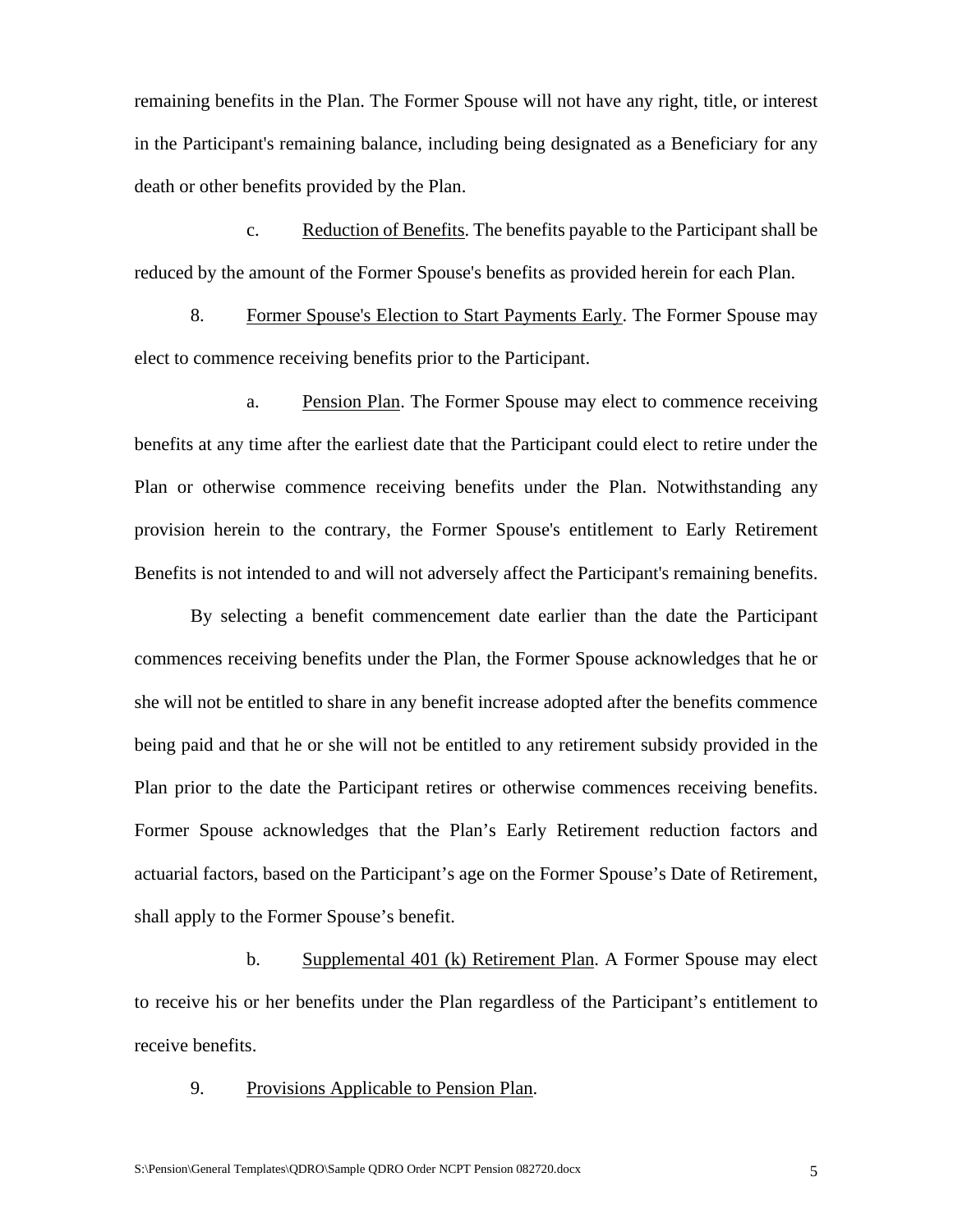remaining benefits in the Plan. The Former Spouse will not have any right, title, or interest in the Participant's remaining balance, including being designated as a Beneficiary for any death or other benefits provided by the Plan.

c. Reduction of Benefits. The benefits payable to the Participant shall be reduced by the amount of the Former Spouse's benefits as provided herein for each Plan.

8. Former Spouse's Election to Start Payments Early. The Former Spouse may elect to commence receiving benefits prior to the Participant.

a. Pension Plan. The Former Spouse may elect to commence receiving benefits at any time after the earliest date that the Participant could elect to retire under the Plan or otherwise commence receiving benefits under the Plan. Notwithstanding any provision herein to the contrary, the Former Spouse's entitlement to Early Retirement Benefits is not intended to and will not adversely affect the Participant's remaining benefits.

By selecting a benefit commencement date earlier than the date the Participant commences receiving benefits under the Plan, the Former Spouse acknowledges that he or she will not be entitled to share in any benefit increase adopted after the benefits commence being paid and that he or she will not be entitled to any retirement subsidy provided in the Plan prior to the date the Participant retires or otherwise commences receiving benefits. Former Spouse acknowledges that the Plan's Early Retirement reduction factors and actuarial factors, based on the Participant's age on the Former Spouse's Date of Retirement, shall apply to the Former Spouse's benefit.

b. Supplemental 401 (k) Retirement Plan. A Former Spouse may elect to receive his or her benefits under the Plan regardless of the Participant's entitlement to receive benefits.

9. Provisions Applicable to Pension Plan.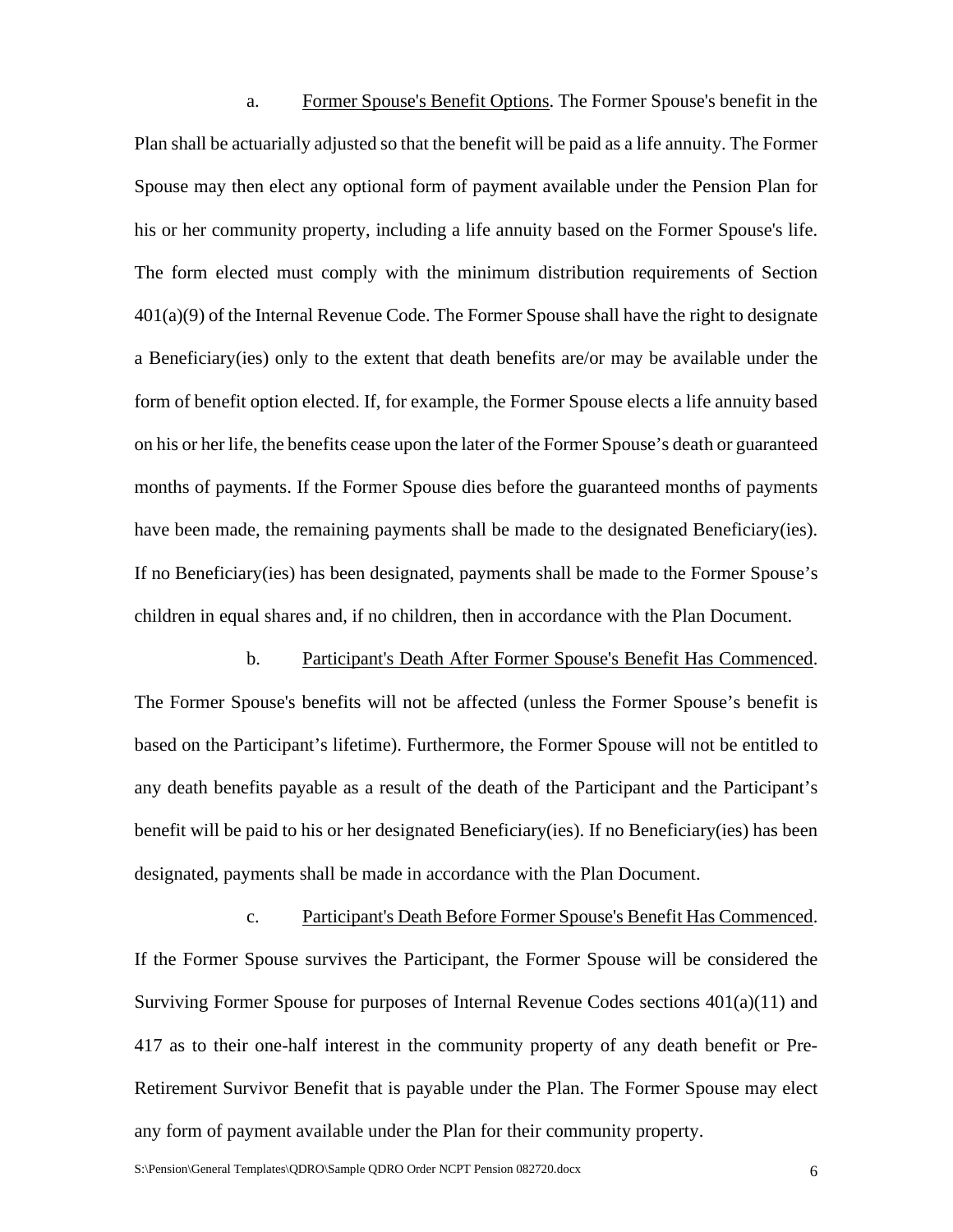a. <u>Former Spouse's Benefit Options</u>. The Former Spouse's benefit in the Plan shall be actuarially adjusted so that the benefit will be paid as a life annuity. The Former Spouse may then elect any optional form of payment available under the Pension Plan for his or her community property, including a life annuity based on the Former Spouse's life. The form elected must comply with the minimum distribution requirements of Section 401(a)(9) of the Internal Revenue Code. The Former Spouse shall have the right to designate a Beneficiary(ies) only to the extent that death benefits are/or may be available under the form of benefit option elected. If, for example, the Former Spouse elects a life annuity based on his or her life, the benefits cease upon the later of the Former Spouse's death or guaranteed months of payments. If the Former Spouse dies before the guaranteed months of payments have been made, the remaining payments shall be made to the designated Beneficiary(ies). If no Beneficiary(ies) has been designated, payments shall be made to the Former Spouse's children in equal shares and, if no children, then in accordance with the Plan Document.

b. <u>Participant's Death After Former Spouse's Benefit Has Commenced</u>. The Former Spouse's benefits will not be affected (unless the Former Spouse's benefit is based on the Participant's lifetime). Furthermore, the Former Spouse will not be entitled to any death benefits payable as a result of the death of the Participant and the Participant's benefit will be paid to his or her designated Beneficiary(ies). If no Beneficiary(ies) has been designated, payments shall be made in accordance with the Plan Document.

c. <u>Participant's Death Before Former Spouse's Benefit Has Commenced</u>. If the Former Spouse survives the Participant, the Former Spouse will be considered the Surviving Former Spouse for purposes of Internal Revenue Codes sections 401(a)(11) and 417 as to their one-half interest in the community property of any death benefit or Pre-Retirement Survivor Benefit that is payable under the Plan. The Former Spouse may elect any form of payment available under the Plan for their community property.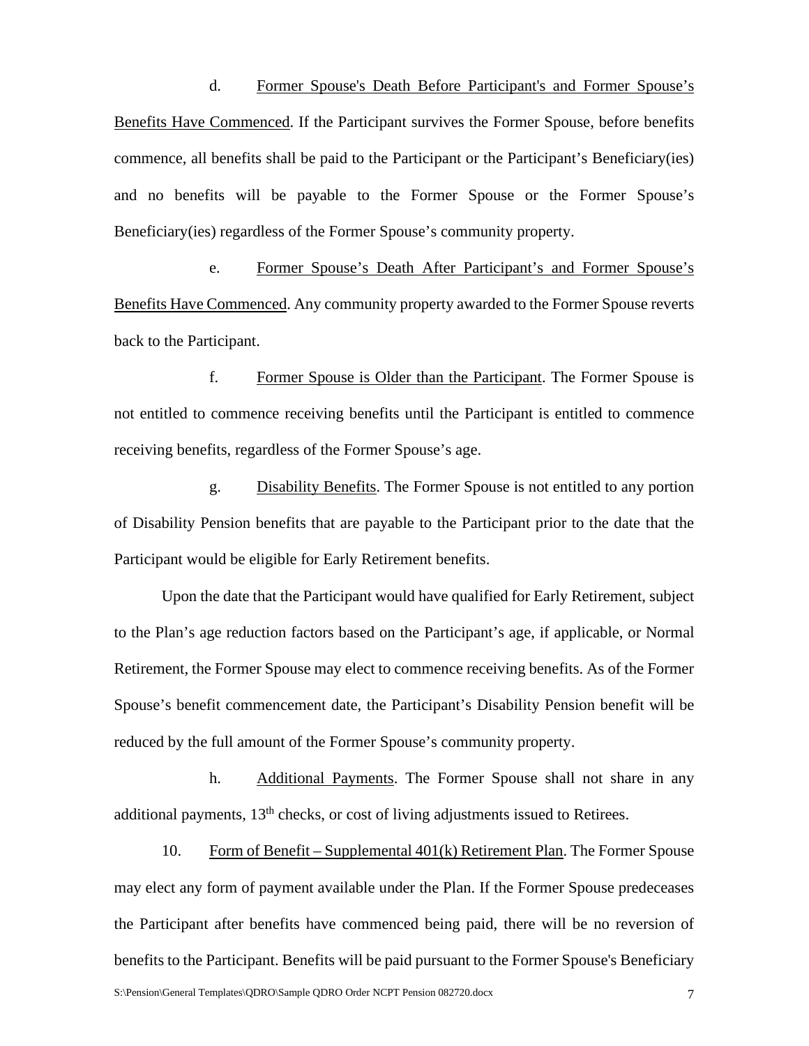d. <u>Former Spouse's Death Before Participant's and Former Spouse's Benefits Have Commenced</u>. If the Participant survives the Former Spouse, before benefits commence, all benefits shall be paid to the Participant or the Participant's Beneficiary(ies) and no benefits will be payable to the Former Spouse or the Former Spouse's Beneficiary(ies) regardless of the Former Spouse's community property.

e. <u>Former Spouse's Death After Participant's and Former Spouse's Benefits Have Commenced</u>. Any community property awarded to the Former Spouse reverts back to the Participant.

f. <u>Former Spouse is Older than the Participant</u>. The Former Spouse is not entitled to commence receiving benefits until the Participant is entitled to commence receiving benefits, regardless of the Former Spouse's age.

g. <u>Disability Benefits</u>. The Former Spouse is not entitled to any portion of Disability Pension benefits that are payable to the Participant prior to the date that the Participant would be eligible for Early Retirement benefits.

Upon the date that the Participant would have qualified for Early Retirement, subject to the Plan's age reduction factors based on the Participant's age, if applicable, or Normal Retirement, the Former Spouse may elect to commence receiving benefits. As of the Former Spouse's benefit commencement date, the Participant's Disability Pension benefit will be reduced by the full amount of the Former Spouse's community property.

h. <u>Additional Payments</u>. The Former Spouse shall not share in any additional payments, 13th checks, or cost of living adjustments issued to Retirees.

10. <u>Form of Benefit – Supplemental 401(k) Retirement Plan</u>. The Former Spouse may elect any form of payment available under the Plan. If the Former Spouse predeceases the Participant after benefits have commenced being paid, there will be no reversion of benefits to the Participant. Benefits will be paid pursuant to the Former Spouse's Beneficiary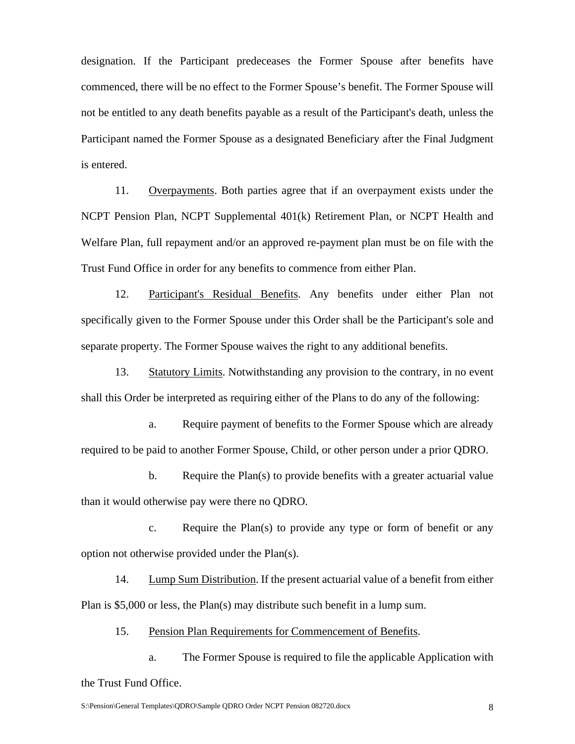designation. If the Participant predeceases the Former Spouse after benefits have commenced, there will be no effect to the Former Spouse's benefit. The Former Spouse will not be entitled to any death benefits payable as a result of the Participant's death, unless the Participant named the Former Spouse as a designated Beneficiary after the Final Judgment is entered.

11. Overpayments. Both parties agree that if an overpayment exists under the NCPT Pension Plan, NCPT Supplemental 401(k) Retirement Plan, or NCPT Health and Welfare Plan, full repayment and/or an approved re-payment plan must be on file with the Trust Fund Office in order for any benefits to commence from either Plan.

12. Participant's Residual Benefits. Any benefits under either Plan not specifically given to the Former Spouse under this Order shall be the Participant's sole and separate property. The Former Spouse waives the right to any additional benefits.

13. Statutory Limits. Notwithstanding any provision to the contrary, in no event shall this Order be interpreted as requiring either of the Plans to do any of the following:

a. Require payment of benefits to the Former Spouse which are already required to be paid to another Former Spouse, Child, or other person under a prior QDRO.

b. Require the Plan(s) to provide benefits with a greater actuarial value than it would otherwise pay were there no QDRO.

c. Require the Plan(s) to provide any type or form of benefit or any option not otherwise provided under the Plan(s).

14. Lump Sum Distribution. If the present actuarial value of a benefit from either Plan is $5,000 or less, the Plan(s) may distribute such benefit in a lump sum.

15. Pension Plan Requirements for Commencement of Benefits.

a. The Former Spouse is required to file the applicable Application with the Trust Fund Office.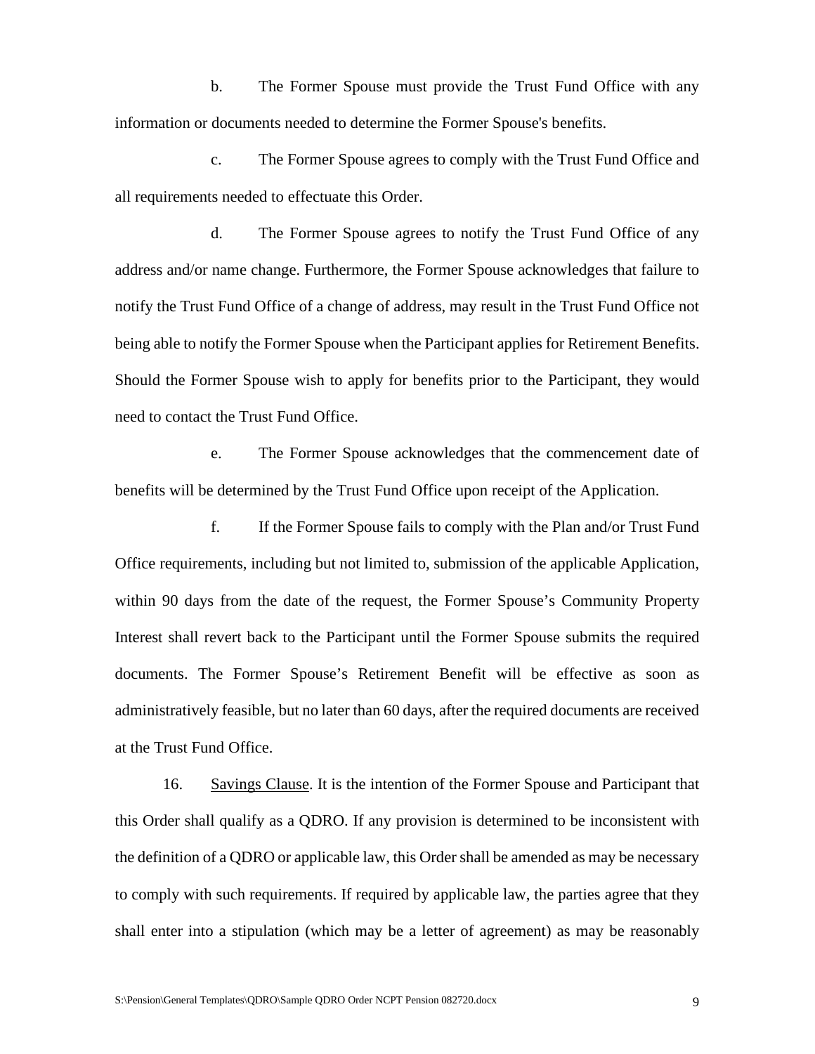b. The Former Spouse must provide the Trust Fund Office with any information or documents needed to determine the Former Spouse's benefits.

c. The Former Spouse agrees to comply with the Trust Fund Office and all requirements needed to effectuate this Order.

d. The Former Spouse agrees to notify the Trust Fund Office of any address and/or name change. Furthermore, the Former Spouse acknowledges that failure to notify the Trust Fund Office of a change of address, may result in the Trust Fund Office not being able to notify the Former Spouse when the Participant applies for Retirement Benefits. Should the Former Spouse wish to apply for benefits prior to the Participant, they would need to contact the Trust Fund Office.

e. The Former Spouse acknowledges that the commencement date of benefits will be determined by the Trust Fund Office upon receipt of the Application.

f. If the Former Spouse fails to comply with the Plan and/or Trust Fund Office requirements, including but not limited to, submission of the applicable Application, within 90 days from the date of the request, the Former Spouse's Community Property Interest shall revert back to the Participant until the Former Spouse submits the required documents. The Former Spouse's Retirement Benefit will be effective as soon as administratively feasible, but no later than 60 days, after the required documents are received at the Trust Fund Office.

16. Savings Clause. It is the intention of the Former Spouse and Participant that this Order shall qualify as a QDRO. If any provision is determined to be inconsistent with the definition of a QDRO or applicable law, this Order shall be amended as may be necessary to comply with such requirements. If required by applicable law, the parties agree that they shall enter into a stipulation (which may be a letter of agreement) as may be reasonably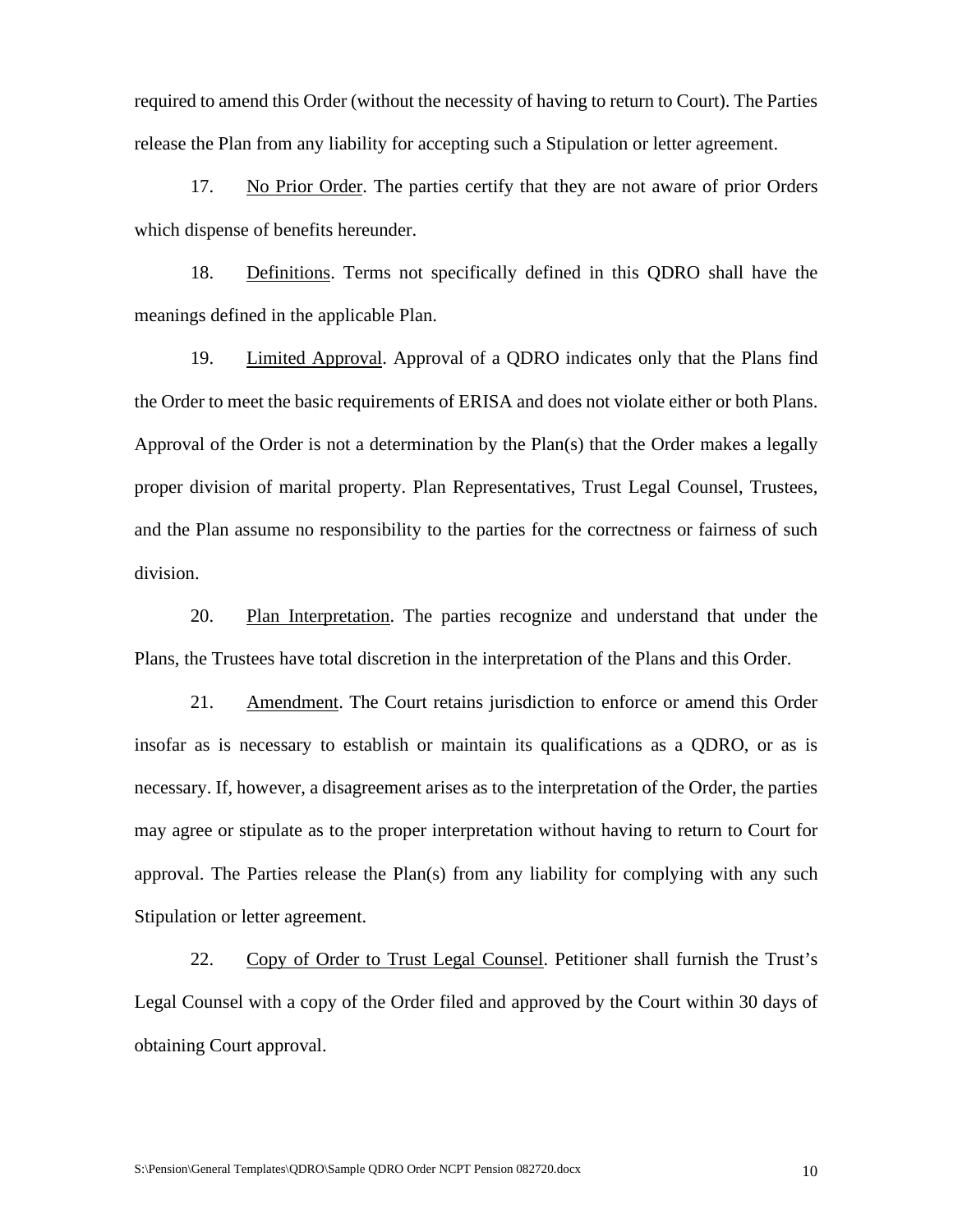required to amend this Order (without the necessity of having to return to Court). The Parties release the Plan from any liability for accepting such a Stipulation or letter agreement.

17. <u>No Prior Order</u>. The parties certify that they are not aware of prior Orders which dispense of benefits hereunder.

18. <u>Definitions</u>. Terms not specifically defined in this QDRO shall have the meanings defined in the applicable Plan.

19. <u>Limited Approval</u>. Approval of a QDRO indicates only that the Plans find the Order to meet the basic requirements of ERISA and does not violate either or both Plans. Approval of the Order is not a determination by the Plan(s) that the Order makes a legally proper division of marital property. Plan Representatives, Trust Legal Counsel, Trustees, and the Plan assume no responsibility to the parties for the correctness or fairness of such division.

20. <u>Plan Interpretation</u>. The parties recognize and understand that under the Plans, the Trustees have total discretion in the interpretation of the Plans and this Order.

21. <u>Amendment</u>. The Court retains jurisdiction to enforce or amend this Order insofar as is necessary to establish or maintain its qualifications as a QDRO, or as is necessary. If, however, a disagreement arises as to the interpretation of the Order, the parties may agree or stipulate as to the proper interpretation without having to return to Court for approval. The Parties release the Plan(s) from any liability for complying with any such Stipulation or letter agreement.

22. <u>Copy of Order to Trust Legal Counsel</u>. Petitioner shall furnish the Trust's Legal Counsel with a copy of the Order filed and approved by the Court within 30 days of obtaining Court approval.

S:\Pension\General Templates\QDRO\Sample QDRO Order NCPT Pension 082720.docx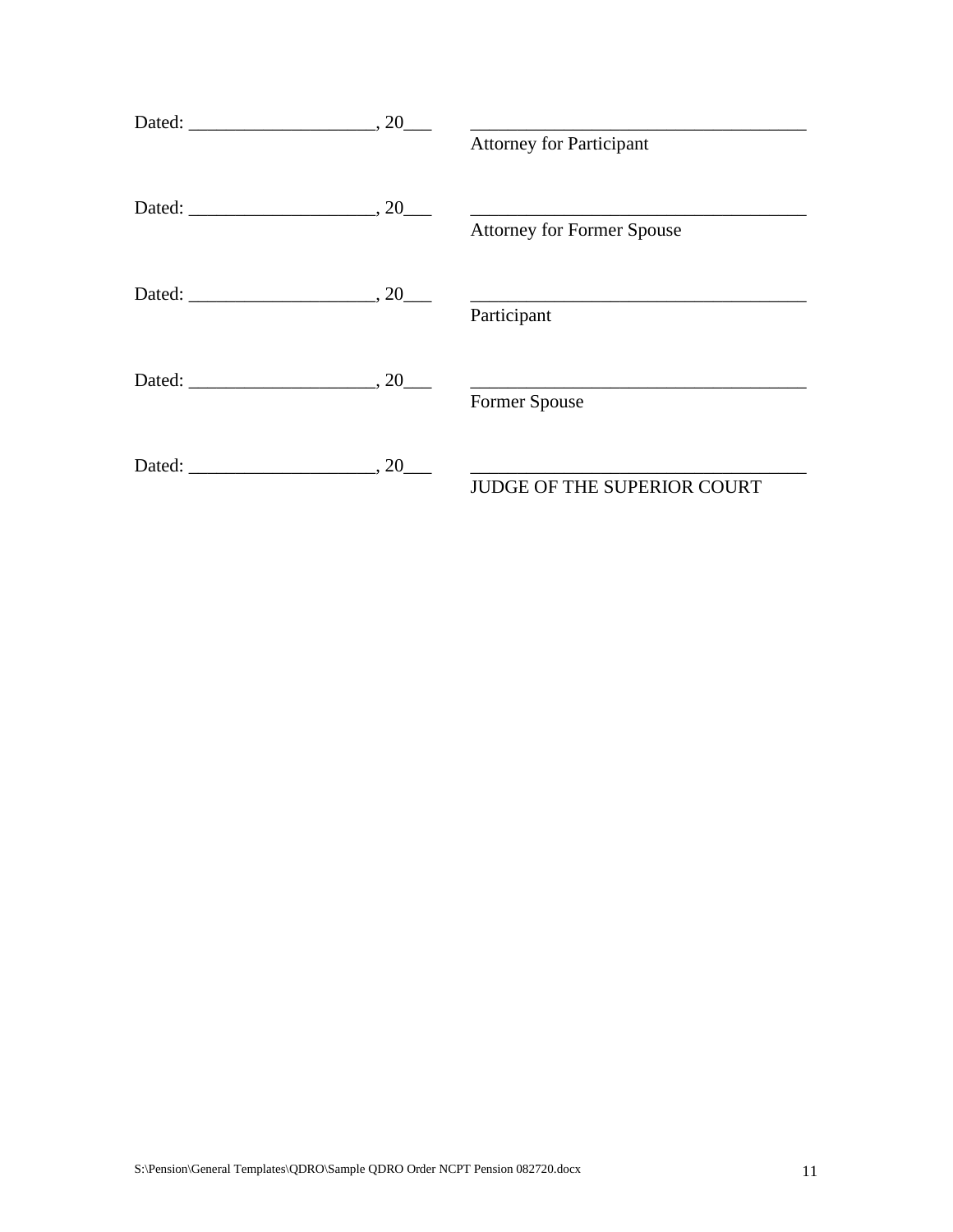Dated: ____________________, 20___ ____________________________________
Attorney for Participant

Dated: ____________________, 20___ ____________________________________
Attorney for Former Spouse

Dated: ____________________, 20___ ____________________________________
Participant

Dated: ____________________, 20___ ____________________________________
Former Spouse

Dated: ____________________, 20___ ____________________________________
JUDGE OF THE SUPERIOR COURT